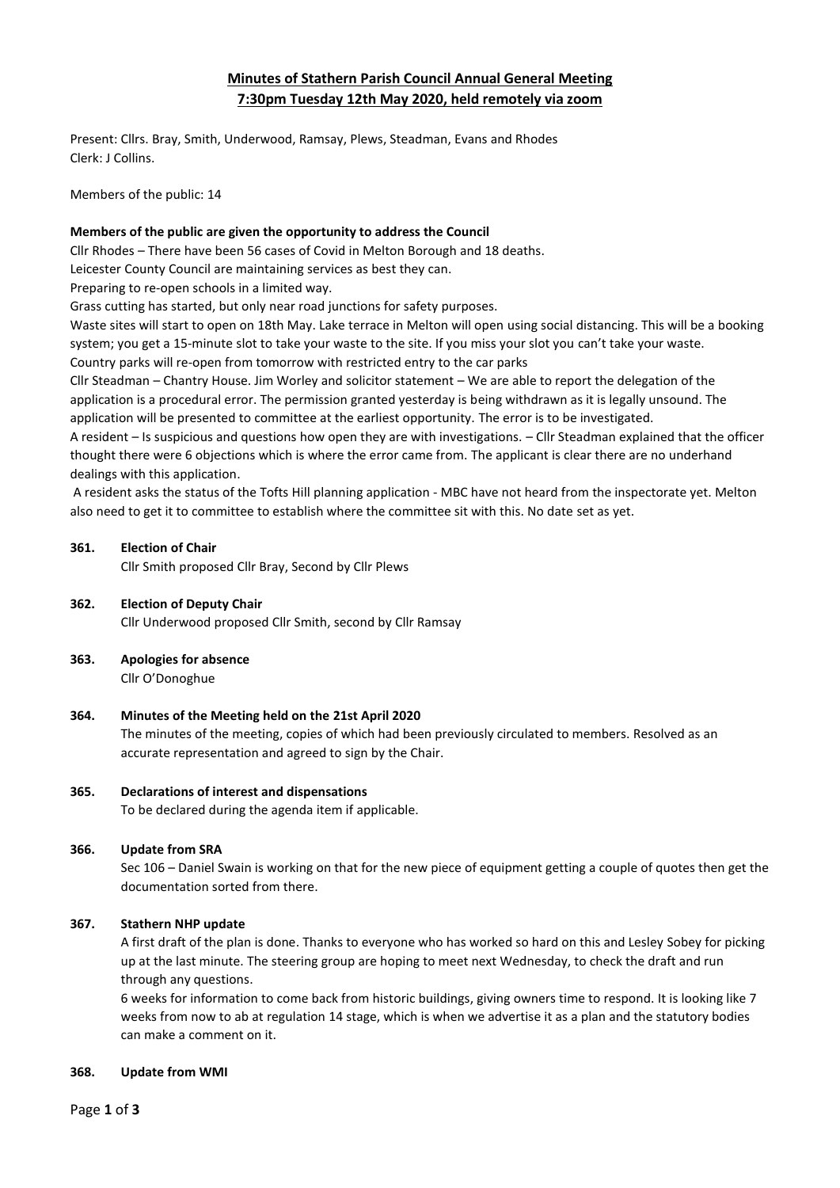# Minutes of Stathern Parish Council Annual General Meeting
## 7:30pm Tuesday 12th May 2020, held remotely via zoom

Present: Cllrs. Bray, Smith, Underwood, Ramsay, Plews, Steadman, Evans and Rhodes
Clerk: J Collins.

Members of the public: 14

**Members of the public are given the opportunity to address the Council**

Cllr Rhodes – There have been 56 cases of Covid in Melton Borough and 18 deaths.
Leicester County Council are maintaining services as best they can.
Preparing to re-open schools in a limited way.
Grass cutting has started, but only near road junctions for safety purposes.
Waste sites will start to open on 18th May. Lake terrace in Melton will open using social distancing. This will be a booking system; you get a 15-minute slot to take your waste to the site. If you miss your slot you can't take your waste.
Country parks will re-open from tomorrow with restricted entry to the car parks

Cllr Steadman – Chantry House. Jim Worley and solicitor statement – We are able to report the delegation of the application is a procedural error. The permission granted yesterday is being withdrawn as it is legally unsound. The application will be presented to committee at the earliest opportunity. The error is to be investigated.

A resident – Is suspicious and questions how open they are with investigations. – Cllr Steadman explained that the officer thought there were 6 objections which is where the error came from. The applicant is clear there are no underhand dealings with this application.

A resident asks the status of the Tofts Hill planning application - MBC have not heard from the inspectorate yet. Melton also need to get it to committee to establish where the committee sit with this. No date set as yet.

**361. Election of Chair**

Cllr Smith proposed Cllr Bray, Second by Cllr Plews

**362. Election of Deputy Chair**

Cllr Underwood proposed Cllr Smith, second by Cllr Ramsay

**363. Apologies for absence**

Cllr O'Donoghue

**364. Minutes of the Meeting held on the 21st April 2020**

The minutes of the meeting, copies of which had been previously circulated to members. Resolved as an accurate representation and agreed to sign by the Chair.

**365. Declarations of interest and dispensations**

To be declared during the agenda item if applicable.

**366. Update from SRA**

Sec 106 – Daniel Swain is working on that for the new piece of equipment getting a couple of quotes then get the documentation sorted from there.

**367. Stathern NHP update**

A first draft of the plan is done. Thanks to everyone who has worked so hard on this and Lesley Sobey for picking up at the last minute. The steering group are hoping to meet next Wednesday, to check the draft and run through any questions.

6 weeks for information to come back from historic buildings, giving owners time to respond. It is looking like 7 weeks from now to ab at regulation 14 stage, which is when we advertise it as a plan and the statutory bodies can make a comment on it.

**368. Update from WMI**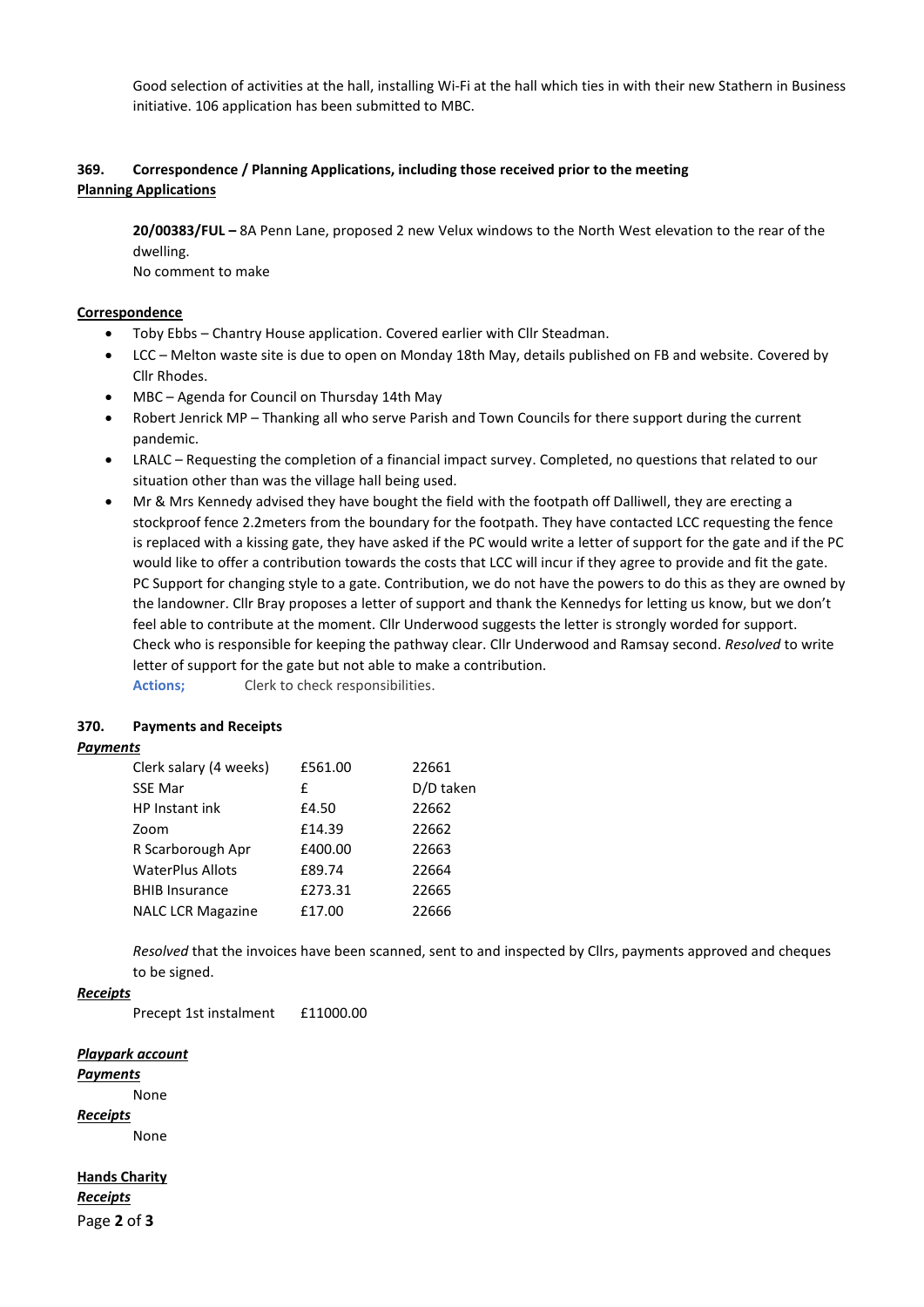Good selection of activities at the hall, installing Wi-Fi at the hall which ties in with their new Stathern in Business initiative. 106 application has been submitted to MBC.

### 369. Correspondence / Planning Applications, including those received prior to the meeting

**Planning Applications**

**20/00383/FUL –** 8A Penn Lane, proposed 2 new Velux windows to the North West elevation to the rear of the dwelling.
No comment to make

**Correspondence**

- Toby Ebbs – Chantry House application. Covered earlier with Cllr Steadman.
- LCC – Melton waste site is due to open on Monday 18th May, details published on FB and website. Covered by Cllr Rhodes.
- MBC – Agenda for Council on Thursday 14th May
- Robert Jenrick MP – Thanking all who serve Parish and Town Councils for there support during the current pandemic.
- LRALC – Requesting the completion of a financial impact survey. Completed, no questions that related to our situation other than was the village hall being used.
- Mr & Mrs Kennedy advised they have bought the field with the footpath off Dalliwell, they are erecting a stockproof fence 2.2meters from the boundary for the footpath. They have contacted LCC requesting the fence is replaced with a kissing gate, they have asked if the PC would write a letter of support for the gate and if the PC would like to offer a contribution towards the costs that LCC will incur if they agree to provide and fit the gate. PC Support for changing style to a gate. Contribution, we do not have the powers to do this as they are owned by the landowner. Cllr Bray proposes a letter of support and thank the Kennedys for letting us know, but we don't feel able to contribute at the moment. Cllr Underwood suggests the letter is strongly worded for support. Check who is responsible for keeping the pathway clear. Cllr Underwood and Ramsay second. *Resolved* to write letter of support for the gate but not able to make a contribution.
  **Actions;** Clerk to check responsibilities.

### 370. Payments and Receipts

***Payments***

| | | |
|---|---|---|
| Clerk salary (4 weeks) | £561.00 | 22661 |
| SSE Mar | £ | D/D taken |
| HP Instant ink | £4.50 | 22662 |
| Zoom | £14.39 | 22662 |
| R Scarborough Apr | £400.00 | 22663 |
| WaterPlus Allots | £89.74 | 22664 |
| BHIB Insurance | £273.31 | 22665 |
| NALC LCR Magazine | £17.00 | 22666 |

*Resolved* that the invoices have been scanned, sent to and inspected by Cllrs, payments approved and cheques to be signed.

***Receipts***

Precept 1st instalment £11000.00

***Playpark account***

***Payments***

None

***Receipts***

None

**Hands Charity**

***Receipts***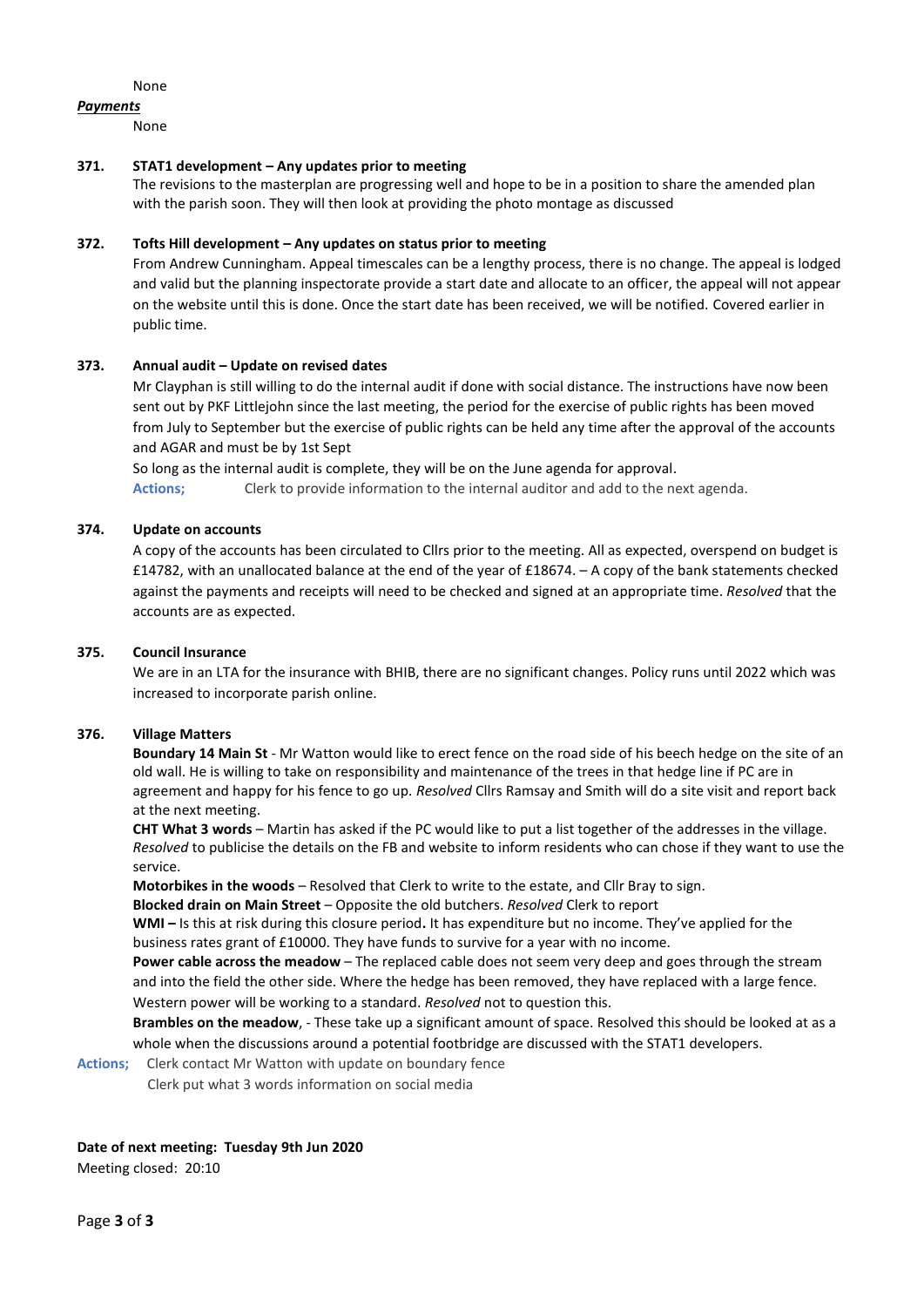None

***Payments***

None

**371. STAT1 development – Any updates prior to meeting**

The revisions to the masterplan are progressing well and hope to be in a position to share the amended plan with the parish soon. They will then look at providing the photo montage as discussed

**372. Tofts Hill development – Any updates on status prior to meeting**

From Andrew Cunningham. Appeal timescales can be a lengthy process, there is no change. The appeal is lodged and valid but the planning inspectorate provide a start date and allocate to an officer, the appeal will not appear on the website until this is done. Once the start date has been received, we will be notified. Covered earlier in public time.

**373. Annual audit – Update on revised dates**

Mr Clayphan is still willing to do the internal audit if done with social distance. The instructions have now been sent out by PKF Littlejohn since the last meeting, the period for the exercise of public rights has been moved from July to September but the exercise of public rights can be held any time after the approval of the accounts and AGAR and must be by 1st Sept

So long as the internal audit is complete, they will be on the June agenda for approval.

**Actions;** Clerk to provide information to the internal auditor and add to the next agenda.

**374. Update on accounts**

A copy of the accounts has been circulated to Cllrs prior to the meeting. All as expected, overspend on budget is £14782, with an unallocated balance at the end of the year of £18674. – A copy of the bank statements checked against the payments and receipts will need to be checked and signed at an appropriate time. *Resolved* that the accounts are as expected.

**375. Council Insurance**

We are in an LTA for the insurance with BHIB, there are no significant changes. Policy runs until 2022 which was increased to incorporate parish online.

**376. Village Matters**

**Boundary 14 Main St** - Mr Watton would like to erect fence on the road side of his beech hedge on the site of an old wall. He is willing to take on responsibility and maintenance of the trees in that hedge line if PC are in agreement and happy for his fence to go up. *Resolved* Cllrs Ramsay and Smith will do a site visit and report back at the next meeting.

**CHT What 3 words** – Martin has asked if the PC would like to put a list together of the addresses in the village. *Resolved* to publicise the details on the FB and website to inform residents who can chose if they want to use the service.

**Motorbikes in the woods** – Resolved that Clerk to write to the estate, and Cllr Bray to sign.

**Blocked drain on Main Street** – Opposite the old butchers. *Resolved* Clerk to report

**WMI –** Is this at risk during this closure period**.** It has expenditure but no income. They've applied for the business rates grant of £10000. They have funds to survive for a year with no income.

**Power cable across the meadow** – The replaced cable does not seem very deep and goes through the stream and into the field the other side. Where the hedge has been removed, they have replaced with a large fence. Western power will be working to a standard. *Resolved* not to question this.

**Brambles on the meadow**, - These take up a significant amount of space. Resolved this should be looked at as a whole when the discussions around a potential footbridge are discussed with the STAT1 developers.

**Actions;** Clerk contact Mr Watton with update on boundary fence

Clerk put what 3 words information on social media

**Date of next meeting: Tuesday 9th Jun 2020**

Meeting closed: 20:10